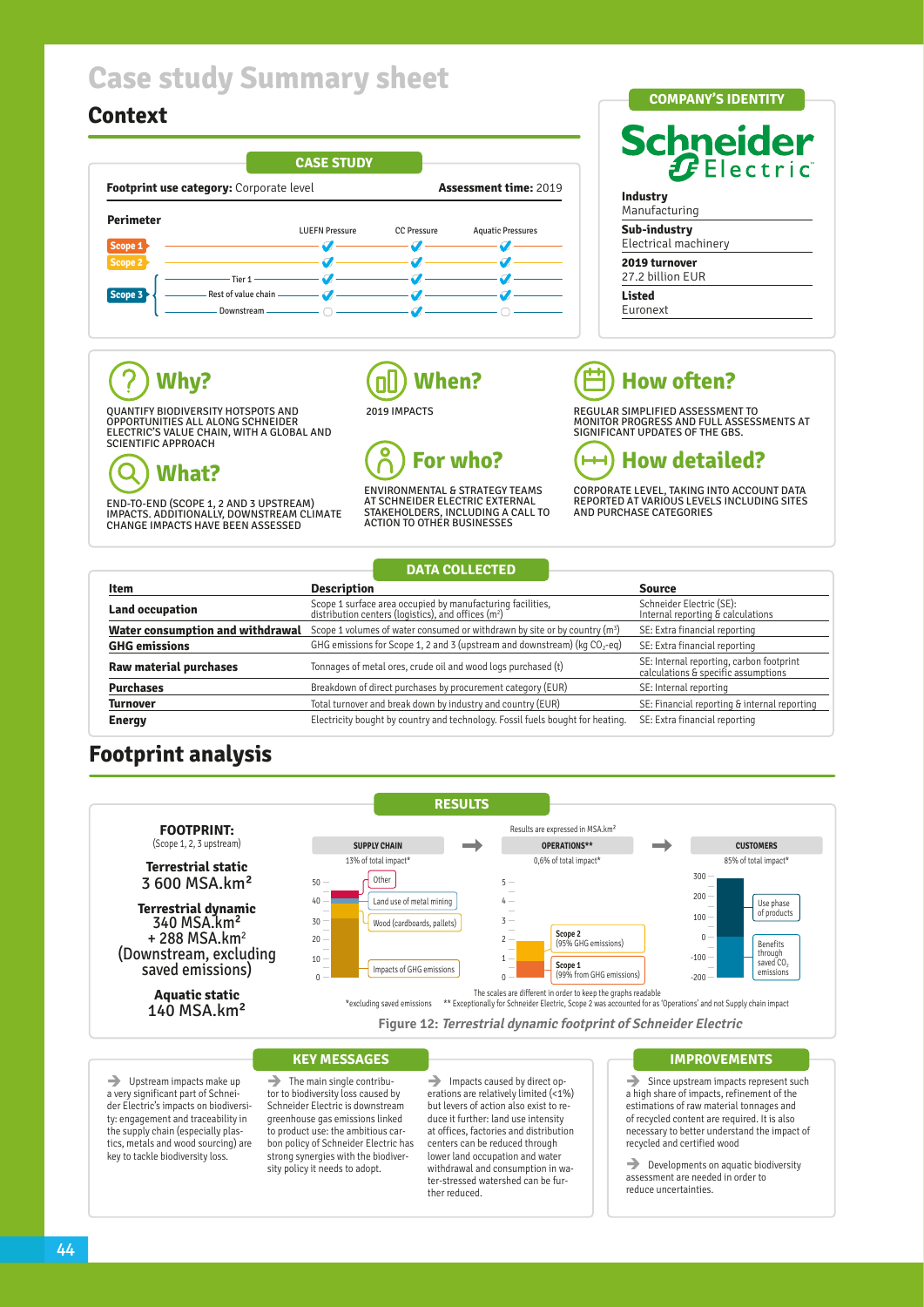# Case study Summary sheet

## Context

### CASE STUDY

**Footprint use category:** Corporate level

**Assessment time:** 2019

**Perimeter**

| | | LUEFN Pressure | CC Pressure | Aquatic Pressures |
|---|---|---|---|---|
| Scope 1 | | ✓ | ✓ | ✓ |
| Scope 2 | | ✓ | ✓ | ✓ |
| Scope 3 | Tier 1 | ✓ | ✓ | ✓ |
| | Rest of value chain | ✓ | ✓ | ✓ |
| | Downstream | ○ | ✓ | ○ |

### COMPANY'S IDENTITY

Schneider Electric

**Industry**
Manufacturing

**Sub-industry**
Electrical machinery

**2019 turnover**
27.2 billion EUR

**Listed**
Euronext

### Why?

QUANTIFY BIODIVERSITY HOTSPOTS AND OPPORTUNITIES ALL ALONG SCHNEIDER ELECTRIC'S VALUE CHAIN, WITH A GLOBAL AND SCIENTIFIC APPROACH

### What?

END-TO-END (SCOPE 1, 2 AND 3 UPSTREAM) IMPACTS. ADDITIONALLY, DOWNSTREAM CLIMATE CHANGE IMPACTS HAVE BEEN ASSESSED

### When?

2019 IMPACTS

### For who?

ENVIRONMENTAL & STRATEGY TEAMS AT SCHNEIDER ELECTRIC EXTERNAL STAKEHOLDERS, INCLUDING A CALL TO ACTION TO OTHER BUSINESSES

### How often?

REGULAR SIMPLIFIED ASSESSMENT TO MONITOR PROGRESS AND FULL ASSESSMENTS AT SIGNIFICANT UPDATES OF THE GBS.

### How detailed?

CORPORATE LEVEL, TAKING INTO ACCOUNT DATA REPORTED AT VARIOUS LEVELS INCLUDING SITES AND PURCHASE CATEGORIES

### DATA COLLECTED

| Item | Description | Source |
|---|---|---|
| **Land occupation** | Scope 1 surface area occupied by manufacturing facilities, distribution centers (logistics), and offices ($m^2$) | Schneider Electric (SE): Internal reporting & calculations |
| **Water consumption and withdrawal** | Scope 1 volumes of water consumed or withdrawn by site or by country ($m^3$) | SE: Extra financial reporting |
| **GHG emissions** | GHG emissions for Scope 1, 2 and 3 (upstream and downstream) (kg $CO_2$-eq) | SE: Extra financial reporting |
| **Raw material purchases** | Tonnages of metal ores, crude oil and wood logs purchased (t) | SE: Internal reporting, carbon footprint calculations & specific assumptions |
| **Purchases** | Breakdown of direct purchases by procurement category (EUR) | SE: Internal reporting |
| **Turnover** | Total turnover and break down by industry and country (EUR) | SE: Financial reporting & internal reporting |
| **Energy** | Electricity bought by country and technology. Fossil fuels bought for heating. | SE: Extra financial reporting |

## Footprint analysis

### RESULTS

**FOOTPRINT:**
(Scope 1, 2, 3 upstream)

**Terrestrial static**
3 600 MSA.km²

**Terrestrial dynamic**
340 MSA.km²
+ 288 MSA.km²
(Downstream, excluding saved emissions)

**Aquatic static**
140 MSA.km²

Results are expressed in MSA.km²

SUPPLY CHAIN: 13% of total impact* — Other; Land use of metal mining; Wood (cardboards, pallets); Impacts of GHG emissions

OPERATIONS**: 0,6% of total impact* — Scope 2 (95% GHG emissions); Scope 1 (99% from GHG emissions)

CUSTOMERS: 85% of total impact* — Use phase of products; Benefits through saved $CO_2$ emissions

The scales are different in order to keep the graphs readable

*excluding saved emissions ** Exceptionally for Schneider Electric, Scope 2 was accounted for as 'Operations' and not Supply chain impact

Figure 12: *Terrestrial dynamic footprint of Schneider Electric*

### KEY MESSAGES

➔ Upstream impacts make up a very significant part of Schneider Electric's impacts on biodiversity: engagement and traceability in the supply chain (especially plastics, metals and wood sourcing) are key to tackle biodiversity loss.

➔ The main single contributor to biodiversity loss caused by Schneider Electric is downstream greenhouse gas emissions linked to product use: the ambitious carbon policy of Schneider Electric has strong synergies with the biodiversity policy it needs to adopt.

➔ Impacts caused by direct operations are relatively limited (<1%) but levers of action also exist to reduce it further: land use intensity at offices, factories and distribution centers can be reduced through lower land occupation and water withdrawal and consumption in water-stressed watershed can be further reduced.

### IMPROVEMENTS

➔ Since upstream impacts represent such a high share of impacts, refinement of the estimations of raw material tonnages and of recycled content are required. It is also necessary to better understand the impact of recycled and certified wood

➔ Developments on aquatic biodiversity assessment are needed in order to reduce uncertainties.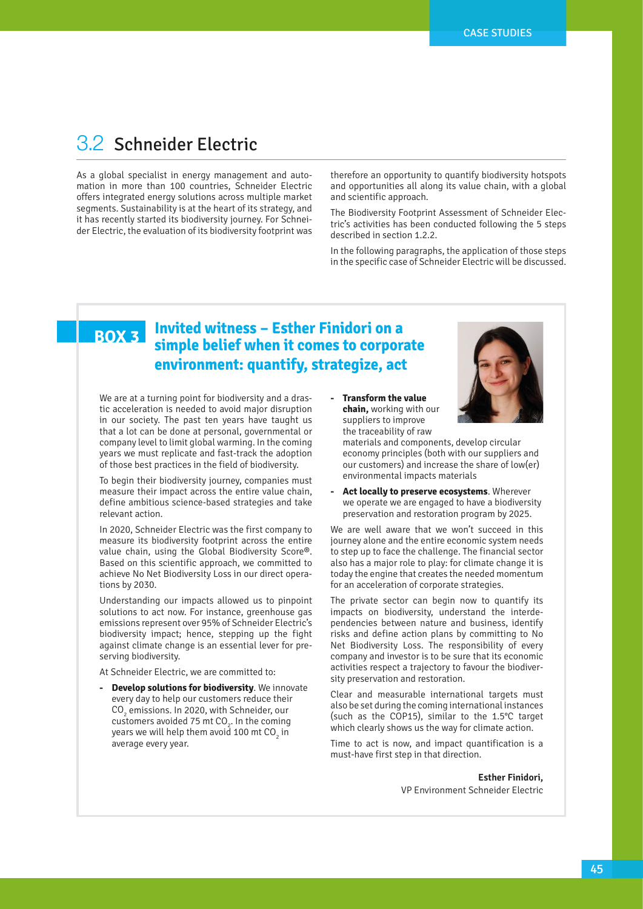## 3.2 Schneider Electric

As a global specialist in energy management and automation in more than 100 countries, Schneider Electric offers integrated energy solutions across multiple market segments. Sustainability is at the heart of its strategy, and it has recently started its biodiversity journey. For Schneider Electric, the evaluation of its biodiversity footprint was therefore an opportunity to quantify biodiversity hotspots and opportunities all along its value chain, with a global and scientific approach.

The Biodiversity Footprint Assessment of Schneider Electric's activities has been conducted following the 5 steps described in section 1.2.2.

In the following paragraphs, the application of those steps in the specific case of Schneider Electric will be discussed.

### BOX 3 Invited witness – Esther Finidori on a simple belief when it comes to corporate environment: quantify, strategize, act

We are at a turning point for biodiversity and a drastic acceleration is needed to avoid major disruption in our society. The past ten years have taught us that a lot can be done at personal, governmental or company level to limit global warming. In the coming years we must replicate and fast-track the adoption of those best practices in the field of biodiversity.

To begin their biodiversity journey, companies must measure their impact across the entire value chain, define ambitious science-based strategies and take relevant action.

In 2020, Schneider Electric was the first company to measure its biodiversity footprint across the entire value chain, using the Global Biodiversity Score®. Based on this scientific approach, we committed to achieve No Net Biodiversity Loss in our direct operations by 2030.

Understanding our impacts allowed us to pinpoint solutions to act now. For instance, greenhouse gas emissions represent over 95% of Schneider Electric's biodiversity impact; hence, stepping up the fight against climate change is an essential lever for preserving biodiversity.

At Schneider Electric, we are committed to:

- **Develop solutions for biodiversity**. We innovate every day to help our customers reduce their $CO_2$ emissions. In 2020, with Schneider, our customers avoided 75 mt $CO_2$. In the coming years we will help them avoid 100 mt $CO_2$ in average every year.
- **Transform the value chain,** working with our suppliers to improve the traceability of raw materials and components, develop circular economy principles (both with our suppliers and our customers) and increase the share of low(er) environmental impacts materials
- **Act locally to preserve ecosystems**. Wherever we operate we are engaged to have a biodiversity preservation and restoration program by 2025.

We are well aware that we won't succeed in this journey alone and the entire economic system needs to step up to face the challenge. The financial sector also has a major role to play: for climate change it is today the engine that creates the needed momentum for an acceleration of corporate strategies.

The private sector can begin now to quantify its impacts on biodiversity, understand the interdependencies between nature and business, identify risks and define action plans by committing to No Net Biodiversity Loss. The responsibility of every company and investor is to be sure that its economic activities respect a trajectory to favour the biodiversity preservation and restoration.

Clear and measurable international targets must also be set during the coming international instances (such as the COP15), similar to the 1.5°C target which clearly shows us the way for climate action.

Time to act is now, and impact quantification is a must-have first step in that direction.

**Esther Finidori,**
VP Environment Schneider Electric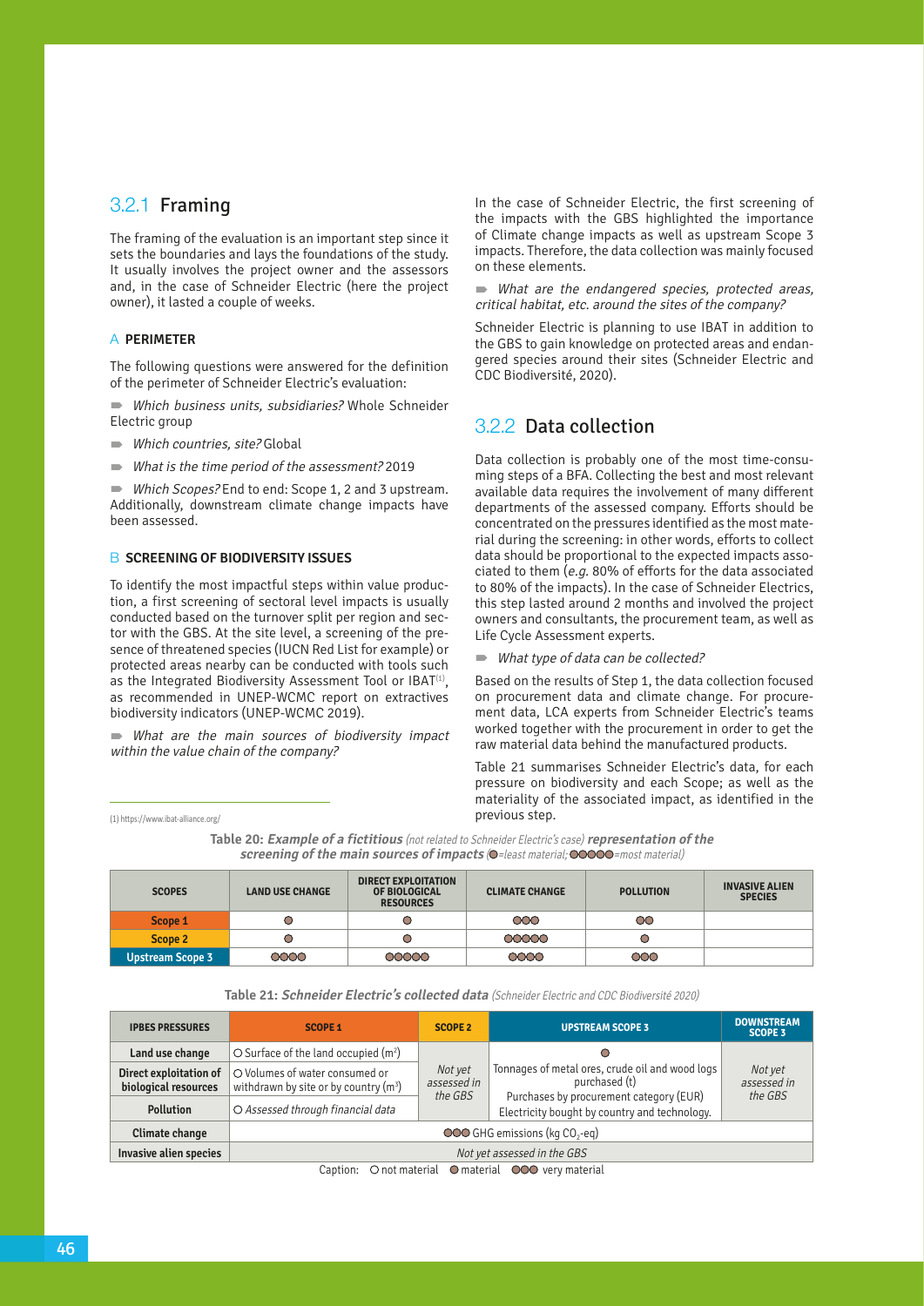## 3.2.1 Framing

The framing of the evaluation is an important step since it sets the boundaries and lays the foundations of the study. It usually involves the project owner and the assessors and, in the case of Schneider Electric (here the project owner), it lasted a couple of weeks.

### A PERIMETER

The following questions were answered for the definition of the perimeter of Schneider Electric's evaluation:

- *Which business units, subsidiaries?* Whole Schneider Electric group
- *Which countries, site?* Global
- *What is the time period of the assessment?* 2019
- *Which Scopes?* End to end: Scope 1, 2 and 3 upstream. Additionally, downstream climate change impacts have been assessed.

### B SCREENING OF BIODIVERSITY ISSUES

To identify the most impactful steps within value production, a first screening of sectoral level impacts is usually conducted based on the turnover split per region and sector with the GBS. At the site level, a screening of the presence of threatened species (IUCN Red List for example) or protected areas nearby can be conducted with tools such as the Integrated Biodiversity Assessment Tool or IBAT[1], as recommended in UNEP-WCMC report on extractives biodiversity indicators (UNEP-WCMC 2019).

- *What are the main sources of biodiversity impact within the value chain of the company?*

In the case of Schneider Electric, the first screening of the impacts with the GBS highlighted the importance of Climate change impacts as well as upstream Scope 3 impacts. Therefore, the data collection was mainly focused on these elements.

- *What are the endangered species, protected areas, critical habitat, etc. around the sites of the company?*

Schneider Electric is planning to use IBAT in addition to the GBS to gain knowledge on protected areas and endangered species around their sites (Schneider Electric and CDC Biodiversité, 2020).

## 3.2.2 Data collection

Data collection is probably one of the most time-consuming steps of a BFA. Collecting the best and most relevant available data requires the involvement of many different departments of the assessed company. Efforts should be concentrated on the pressures identified as the most material during the screening: in other words, efforts to collect data should be proportional to the expected impacts associated to them (*e.g.* 80% of efforts for the data associated to 80% of the impacts). In the case of Schneider Electrics, this step lasted around 2 months and involved the project owners and consultants, the procurement team, as well as Life Cycle Assessment experts.

- *What type of data can be collected?*

Based on the results of Step 1, the data collection focused on procurement data and climate change. For procurement data, LCA experts from Schneider Electric's teams worked together with the procurement in order to get the raw material data behind the manufactured products.

Table 21 summarises Schneider Electric's data, for each pressure on biodiversity and each Scope; as well as the materiality of the associated impact, as identified in the previous step.

(1) https://www.ibat-alliance.org/

**Table 20: *Example of a fictitious*** *(not related to Schneider Electric's case)* ***representation of the screening of the main sources of impacts*** *(●=least material; ●●●●●=most material)*

| SCOPES | LAND USE CHANGE | DIRECT EXPLOITATION OF BIOLOGICAL RESOURCES | CLIMATE CHANGE | POLLUTION | INVASIVE ALIEN SPECIES |
|---|---|---|---|---|---|
| Scope 1 | ● | ● | ●●● | ●● | |
| Scope 2 | ● | ● | ●●●●● | ● | |
| Upstream Scope 3 | ●●●● | ●●●●● | ●●●● | ●●● | |

**Table 21: *Schneider Electric's collected data*** *(Schneider Electric and CDC Biodiversité 2020)*

| IPBES PRESSURES | SCOPE 1 | SCOPE 2 | UPSTREAM SCOPE 3 | DOWNSTREAM SCOPE 3 |
|---|---|---|---|---|
| Land use change | ○ Surface of the land occupied ($m^2$) | *Not yet assessed in the GBS* | ● Tonnages of metal ores, crude oil and wood logs purchased (t) Purchases by procurement category (EUR) Electricity bought by country and technology. | *Not yet assessed in the GBS* |
| Direct exploitation of biological resources | ○ Volumes of water consumed or withdrawn by site or by country ($m^3$) | | | |
| Pollution | ○ *Assessed through financial data* | | | |
| Climate change | ●●● GHG emissions (kg $CO_2$-eq) | | | |
| Invasive alien species | *Not yet assessed in the GBS* | | | |

Caption: ○ not material ● material ●●● very material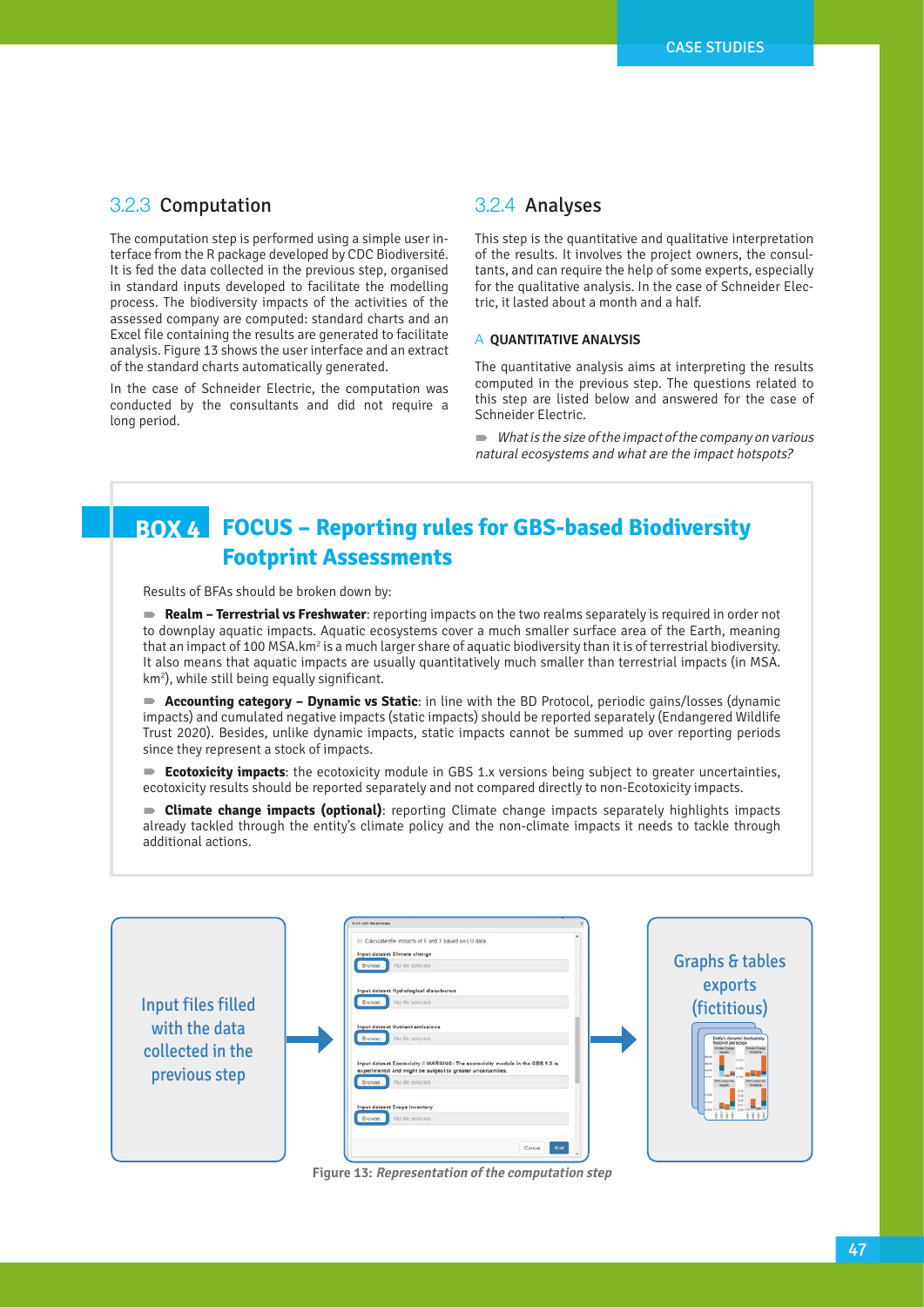### 3.2.3 Computation

The computation step is performed using a simple user interface from the R package developed by CDC Biodiversité. It is fed the data collected in the previous step, organised in standard inputs developed to facilitate the modelling process. The biodiversity impacts of the activities of the assessed company are computed: standard charts and an Excel file containing the results are generated to facilitate analysis. Figure 13 shows the user interface and an extract of the standard charts automatically generated.

In the case of Schneider Electric, the computation was conducted by the consultants and did not require a long period.

### 3.2.4 Analyses

This step is the quantitative and qualitative interpretation of the results. It involves the project owners, the consultants, and can require the help of some experts, especially for the qualitative analysis. In the case of Schneider Electric, it lasted about a month and a half.

#### A QUANTITATIVE ANALYSIS

The quantitative analysis aims at interpreting the results computed in the previous step. The questions related to this step are listed below and answered for the case of Schneider Electric.

- *What is the size of the impact of the company on various natural ecosystems and what are the impact hotspots?*

## BOX 4 FOCUS – Reporting rules for GBS-based Biodiversity Footprint Assessments

Results of BFAs should be broken down by:

- **Realm – Terrestrial vs Freshwater**: reporting impacts on the two realms separately is required in order not to downplay aquatic impacts. Aquatic ecosystems cover a much smaller surface area of the Earth, meaning that an impact of 100 MSA.km² is a much larger share of aquatic biodiversity than it is of terrestrial biodiversity. It also means that aquatic impacts are usually quantitatively much smaller than terrestrial impacts (in MSA.km²), while still being equally significant.
- **Accounting category – Dynamic vs Static**: in line with the BD Protocol, periodic gains/losses (dynamic impacts) and cumulated negative impacts (static impacts) should be reported separately (Endangered Wildlife Trust 2020). Besides, unlike dynamic impacts, static impacts cannot be summed up over reporting periods since they represent a stock of impacts.
- **Ecotoxicity impacts**: the ecotoxicity module in GBS 1.x versions being subject to greater uncertainties, ecotoxicity results should be reported separately and not compared directly to non-Ecotoxicity impacts.
- **Climate change impacts (optional)**: reporting Climate change impacts separately highlights impacts already tackled through the entity's climate policy and the non-climate impacts it needs to tackle through additional actions.

Input files filled with the data collected in the previous step → Graphs & tables exports (fictitious)

Figure 13: *Representation of the computation step*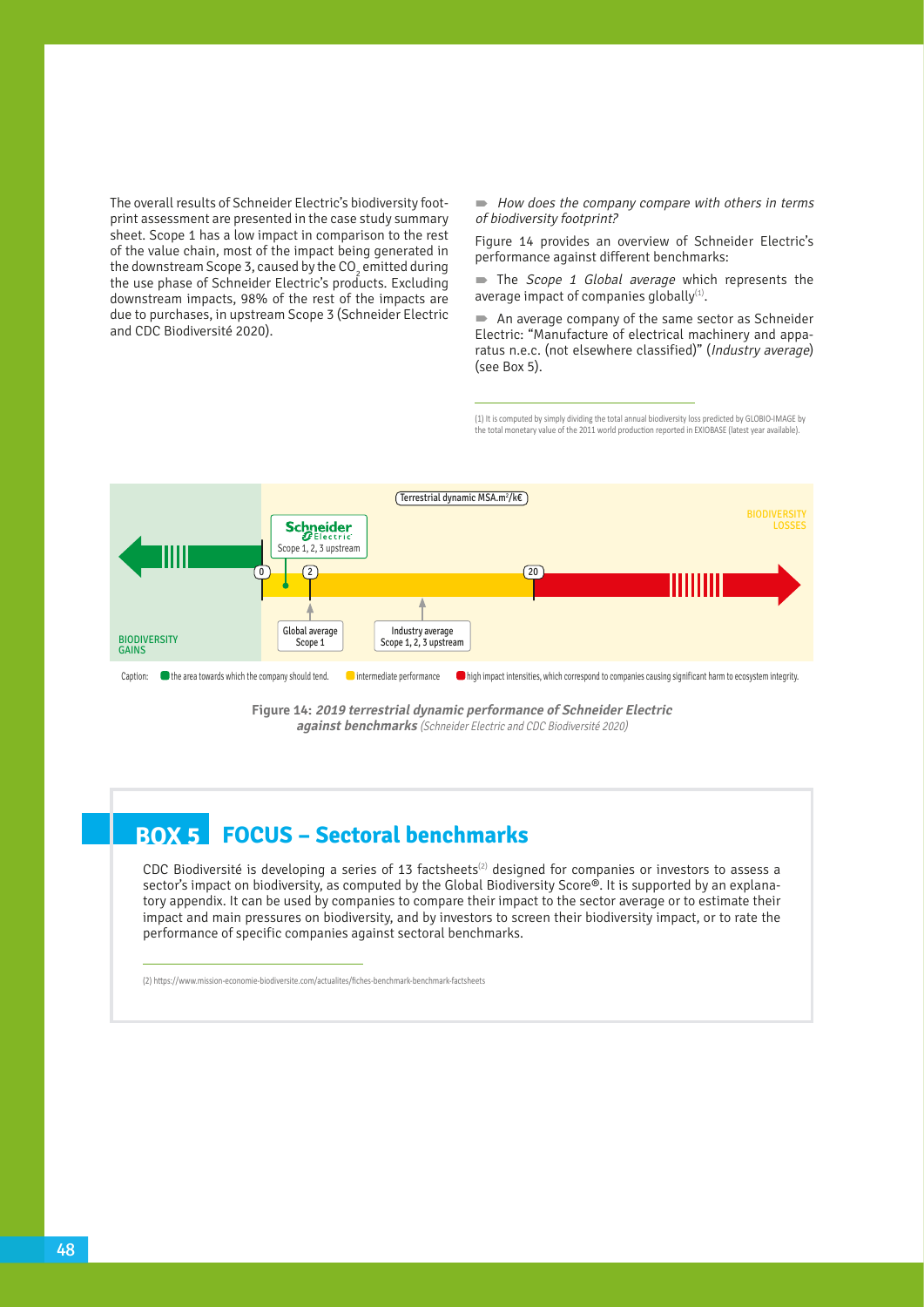The overall results of Schneider Electric's biodiversity footprint assessment are presented in the case study summary sheet. Scope 1 has a low impact in comparison to the rest of the value chain, most of the impact being generated in the downstream Scope 3, caused by the $CO_2$ emitted during the use phase of Schneider Electric's products. Excluding downstream impacts, 98% of the rest of the impacts are due to purchases, in upstream Scope 3 (Schneider Electric and CDC Biodiversité 2020).

- *How does the company compare with others in terms of biodiversity footprint?*

Figure 14 provides an overview of Schneider Electric's performance against different benchmarks:

- The *Scope 1 Global average* which represents the average impact of companies globally[1].
- An average company of the same sector as Schneider Electric: "Manufacture of electrical machinery and apparatus n.e.c. (not elsewhere classified)" (*Industry average*) (see Box 5).

(1) It is computed by simply dividing the total annual biodiversity loss predicted by GLOBIO-IMAGE by the total monetary value of the 2011 world production reported in EXIOBASE (latest year available).

Terrestrial dynamic MSA.m²/k€

BIODIVERSITY GAINS — 0 — Schneider Electric Scope 1, 2, 3 upstream — 2 (Global average Scope 1) — Industry average Scope 1, 2, 3 upstream — 20 — BIODIVERSITY LOSSES

Caption: the area towards which the company should tend. intermediate performance high impact intensities, which correspond to companies causing significant harm to ecosystem integrity.

**Figure 14:** ***2019 terrestrial dynamic performance of Schneider Electric against benchmarks*** *(Schneider Electric and CDC Biodiversité 2020)*

## BOX 5 FOCUS – Sectoral benchmarks

CDC Biodiversité is developing a series of 13 factsheets[2] designed for companies or investors to assess a sector's impact on biodiversity, as computed by the Global Biodiversity Score®. It is supported by an explanatory appendix. It can be used by companies to compare their impact to the sector average or to estimate their impact and main pressures on biodiversity, and by investors to screen their biodiversity impact, or to rate the performance of specific companies against sectoral benchmarks.

(2) https://www.mission-economie-biodiversite.com/actualites/fiches-benchmark-benchmark-factsheets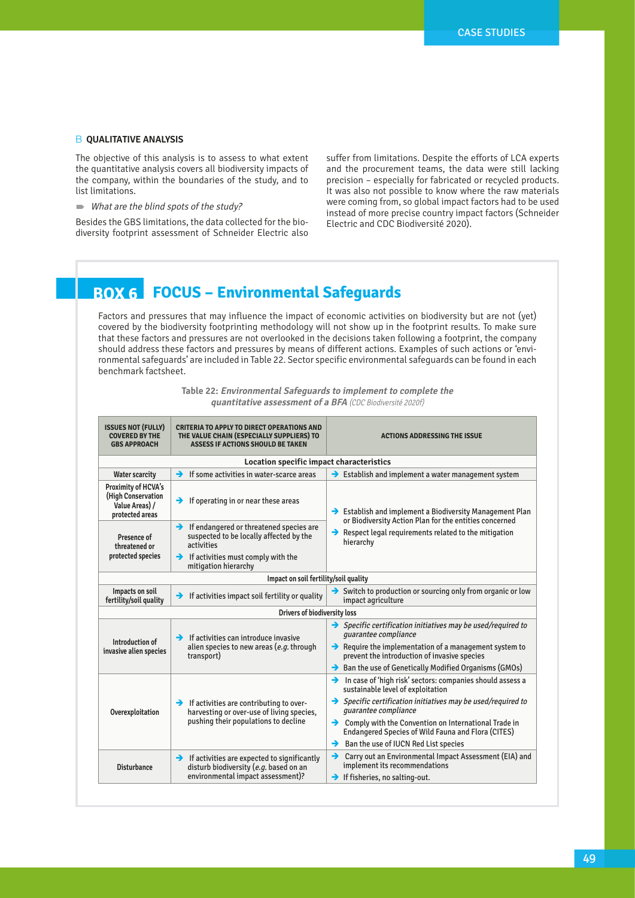### B QUALITATIVE ANALYSIS

The objective of this analysis is to assess to what extent the quantitative analysis covers all biodiversity impacts of the company, within the boundaries of the study, and to list limitations.

- *What are the blind spots of the study?*

Besides the GBS limitations, the data collected for the biodiversity footprint assessment of Schneider Electric also suffer from limitations. Despite the efforts of LCA experts and the procurement teams, the data were still lacking precision – especially for fabricated or recycled products. It was also not possible to know where the raw materials were coming from, so global impact factors had to be used instead of more precise country impact factors (Schneider Electric and CDC Biodiversité 2020).

## BOX 6 FOCUS – Environmental Safeguards

Factors and pressures that may influence the impact of economic activities on biodiversity but are not (yet) covered by the biodiversity footprinting methodology will not show up in the footprint results. To make sure that these factors and pressures are not overlooked in the decisions taken following a footprint, the company should address these factors and pressures by means of different actions. Examples of such actions or 'environmental safeguards' are included in Table 22. Sector specific environmental safeguards can be found in each benchmark factsheet.

**Table 22:** ***Environmental Safeguards to implement to complete the quantitative assessment of a BFA*** *(CDC Biodiversité 2020f)*

| ISSUES NOT (FULLY) COVERED BY THE GBS APPROACH | CRITERIA TO APPLY TO DIRECT OPERATIONS AND THE VALUE CHAIN (ESPECIALLY SUPPLIERS) TO ASSESS IF ACTIONS SHOULD BE TAKEN | ACTIONS ADDRESSING THE ISSUE |
|---|---|---|
| **Location specific impact characteristics** | | |
| Water scarcity | → If some activities in water-scarce areas | → Establish and implement a water management system |
| Proximity of HCVA's (High Conservation Value Areas) / protected areas | → If operating in or near these areas | → Establish and implement a Biodiversity Management Plan or Biodiversity Action Plan for the entities concerned<br>→ Respect legal requirements related to the mitigation hierarchy |
| Presence of threatened or protected species | → If endangered or threatened species are suspected to be locally affected by the activities<br>→ If activities must comply with the mitigation hierarchy | |
| **Impact on soil fertility/soil quality** | | |
| Impacts on soil fertility/soil quality | → If activities impact soil fertility or quality | → Switch to production or sourcing only from organic or low impact agriculture |
| **Drivers of biodiversity loss** | | |
| Introduction of invasive alien species | → If activities can introduce invasive alien species to new areas (*e.g.* through transport) | → *Specific certification initiatives may be used/required to guarantee compliance*<br>→ Require the implementation of a management system to prevent the introduction of invasive species<br>→ Ban the use of Genetically Modified Organisms (GMOs) |
| Overexploitation | → If activities are contributing to over-harvesting or over-use of living species, pushing their populations to decline | → In case of 'high risk' sectors: companies should assess a sustainable level of exploitation<br>→ *Specific certification initiatives may be used/required to guarantee compliance*<br>→ Comply with the Convention on International Trade in Endangered Species of Wild Fauna and Flora (CITES)<br>→ Ban the use of IUCN Red List species |
| Disturbance | → If activities are expected to significantly disturb biodiversity (*e.g.* based on an environmental impact assessment)? | → Carry out an Environmental Impact Assessment (EIA) and implement its recommendations<br>→ If fisheries, no salting-out. |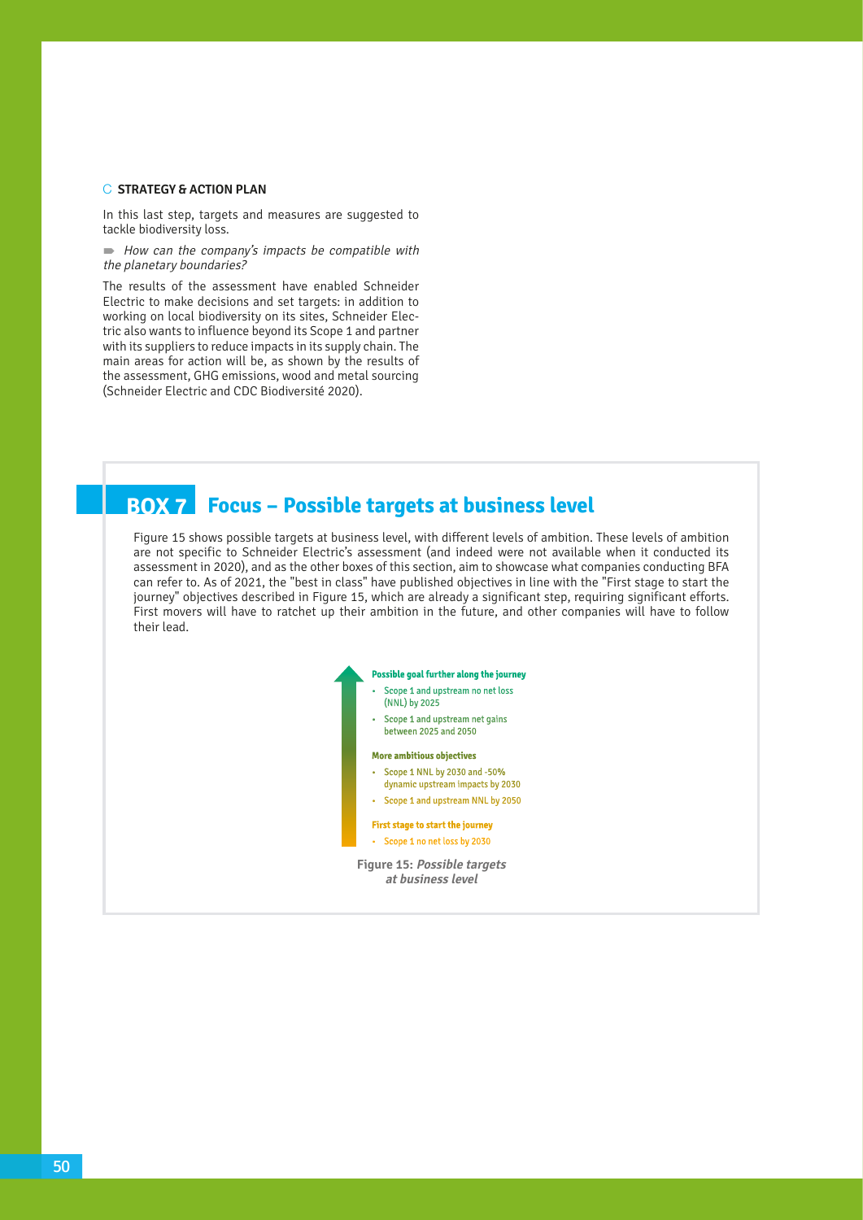### C STRATEGY & ACTION PLAN

In this last step, targets and measures are suggested to tackle biodiversity loss.

➨ *How can the company's impacts be compatible with the planetary boundaries?*

The results of the assessment have enabled Schneider Electric to make decisions and set targets: in addition to working on local biodiversity on its sites, Schneider Electric also wants to influence beyond its Scope 1 and partner with its suppliers to reduce impacts in its supply chain. The main areas for action will be, as shown by the results of the assessment, GHG emissions, wood and metal sourcing (Schneider Electric and CDC Biodiversité 2020).

## BOX 7 Focus – Possible targets at business level

Figure 15 shows possible targets at business level, with different levels of ambition. These levels of ambition are not specific to Schneider Electric's assessment (and indeed were not available when it conducted its assessment in 2020), and as the other boxes of this section, aim to showcase what companies conducting BFA can refer to. As of 2021, the "best in class" have published objectives in line with the "First stage to start the journey" objectives described in Figure 15, which are already a significant step, requiring significant efforts. First movers will have to ratchet up their ambition in the future, and other companies will have to follow their lead.

**Possible goal further along the journey**
- Scope 1 and upstream no net loss (NNL) by 2025
- Scope 1 and upstream net gains between 2025 and 2050

**More ambitious objectives**
- Scope 1 NNL by 2030 and -50% dynamic upstream impacts by 2030
- Scope 1 and upstream NNL by 2050

**First stage to start the journey**
- Scope 1 no net loss by 2030

**Figure 15:** ***Possible targets at business level***